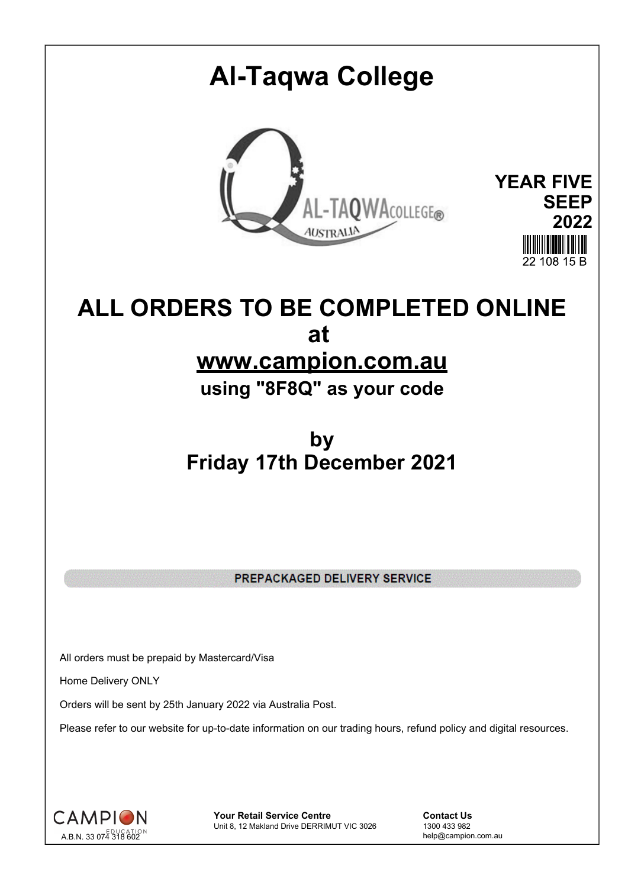# Al-Taqwa College

**YEAR FIVE**
**SEEP**
**2022**

22 108 15 B

# ALL ORDERS TO BE COMPLETED ONLINE
# at
# www.campion.com.au
## using "8F8Q" as your code

## by
## Friday 17th December 2021

**PREPACKAGED DELIVERY SERVICE**

All orders must be prepaid by Mastercard/Visa

Home Delivery ONLY

Orders will be sent by 25th January 2022 via Australia Post.

Please refer to our website for up-to-date information on our trading hours, refund policy and digital resources.

CAMPION EDUCATION
A.B.N. 33 074 318 602

**Your Retail Service Centre**
Unit 8, 12 Makland Drive DERRIMUT VIC 3026

**Contact Us**
1300 433 982
help@campion.com.au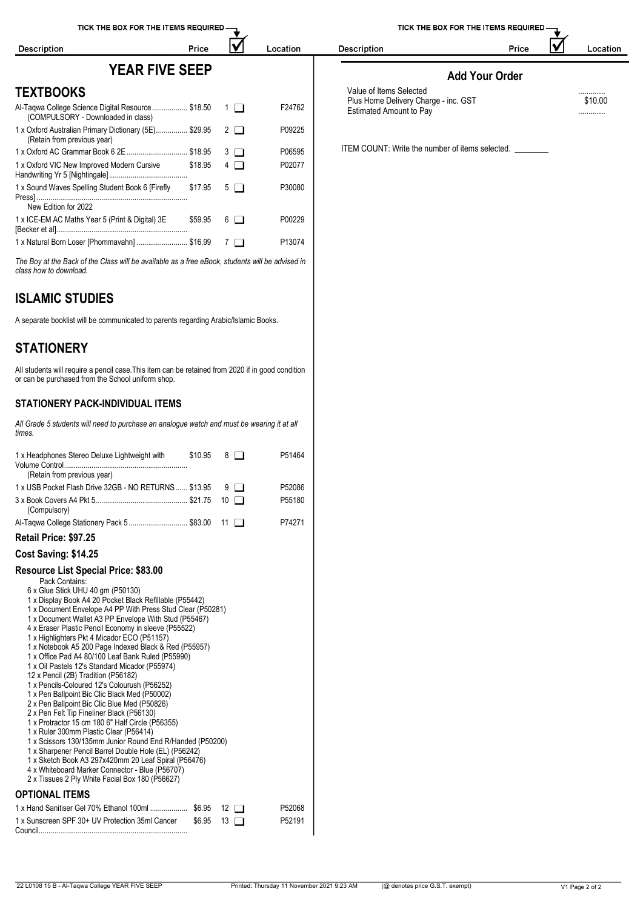# YEAR FIVE SEEP

## TEXTBOOKS

| Description | Price | | Location |
|---|---|---|---|
| Al-Taqwa College Science Digital Resource (COMPULSORY - Downloaded in class) | $18.50 | 1 ☐ | F24762 |
| 1 x Oxford Australian Primary Dictionary (5E) (Retain from previous year) | $29.95 | 2 ☐ | P09225 |
| 1 x Oxford AC Grammar Book 6 2E | $18.95 | 3 ☐ | P06595 |
| 1 x Oxford VIC New Improved Modern Cursive Handwriting Yr 5 [Nightingale] | $18.95 | 4 ☐ | P02077 |
| 1 x Sound Waves Spelling Student Book 6 [Firefly Press] New Edition for 2022 | $17.95 | 5 ☐ | P30080 |
| 1 x ICE-EM AC Maths Year 5 (Print & Digital) 3E [Becker et al] | $59.95 | 6 ☐ | P00229 |
| 1 x Natural Born Loser [Phommavahn] | $16.99 | 7 ☐ | P13074 |

*The Boy at the Back of the Class will be available as a free eBook, students will be advised in class how to download.*

## ISLAMIC STUDIES

A separate booklist will be communicated to parents regarding Arabic/Islamic Books.

## STATIONERY

All students will require a pencil case.This item can be retained from 2020 if in good condition or can be purchased from the School uniform shop.

### STATIONERY PACK-INDIVIDUAL ITEMS

*All Grade 5 students will need to purchase an analogue watch and must be wearing it at all times.*

| Description | Price | | Location |
|---|---|---|---|
| 1 x Headphones Stereo Deluxe Lightweight with Volume Control (Retain from previous year) | $10.95 | 8 ☐ | P51464 |
| 1 x USB Pocket Flash Drive 32GB - NO RETURNS | $13.95 | 9 ☐ | P52086 |
| 3 x Book Covers A4 Pkt 5 (Compulsory) | $21.75 | 10 ☐ | P55180 |
| Al-Taqwa College Stationery Pack 5 | $83.00 | 11 ☐ | P74271 |

**Retail Price: $97.25**

**Cost Saving: $14.25**

**Resource List Special Price: $83.00**

Pack Contains:

- 6 x Glue Stick UHU 40 gm (P50130)
- 1 x Display Book A4 20 Pocket Black Refillable (P55442)
- 1 x Document Envelope A4 PP With Press Stud Clear (P50281)
- 1 x Document Wallet A3 PP Envelope With Stud (P55467)
- 4 x Eraser Plastic Pencil Economy in sleeve (P55522)
- 1 x Highlighters Pkt 4 Micador ECO (P51157)
- 1 x Notebook A5 200 Page Indexed Black & Red (P55957)
- 1 x Office Pad A4 80/100 Leaf Bank Ruled (P55990)
- 1 x Oil Pastels 12's Standard Micador (P55974)
- 12 x Pencil (2B) Tradition (P56182)
- 1 x Pencils-Coloured 12's Colourush (P56252)
- 1 x Pen Ballpoint Bic Clic Black Med (P50002)
- 2 x Pen Ballpoint Bic Clic Blue Med (P50826)
- 2 x Pen Felt Tip Fineliner Black (P56130)
- 1 x Protractor 15 cm 180 6" Half Circle (P56355)
- 1 x Ruler 300mm Plastic Clear (P56414)
- 1 x Scissors 130/135mm Junior Round End R/Handed (P50200)
- 1 x Sharpener Pencil Barrel Double Hole (EL) (P56242)
- 1 x Sketch Book A3 297x420mm 20 Leaf Spiral (P56476)
- 4 x Whiteboard Marker Connector - Blue (P56707)
- 2 x Tissues 2 Ply White Facial Box 180 (P56627)

### OPTIONAL ITEMS

| Description | Price | | Location |
|---|---|---|---|
| 1 x Hand Sanitiser Gel 70% Ethanol 100ml | $6.95 | 12 ☐ | P52068 |
| 1 x Sunscreen SPF 30+ UV Protection 35ml Cancer Council | $6.95 | 13 ☐ | P52191 |

## Add Your Order

| | |
|---|---|
| Value of Items Selected | ............ |
| Plus Home Delivery Charge - inc. GST | $10.00 |
| Estimated Amount to Pay | ............ |

ITEM COUNT: Write the number of items selected. ________

(@ denotes price G.S.T. exempt)